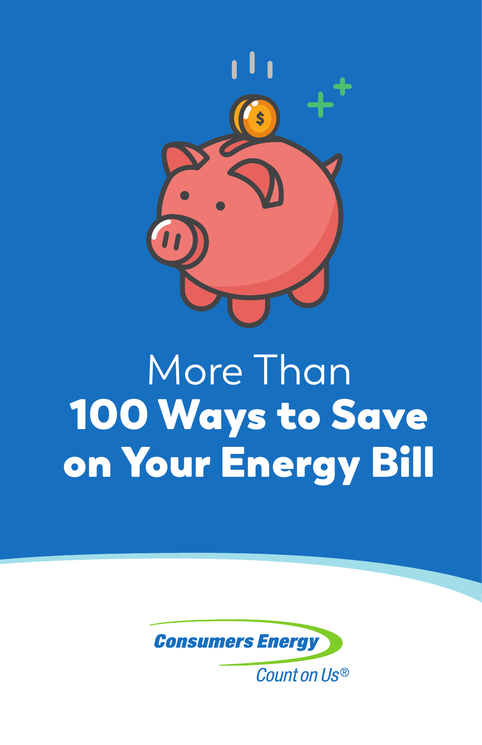# More Than **100 Ways to Save on Your Energy Bill**

Consumers Energy

*Count on Us®*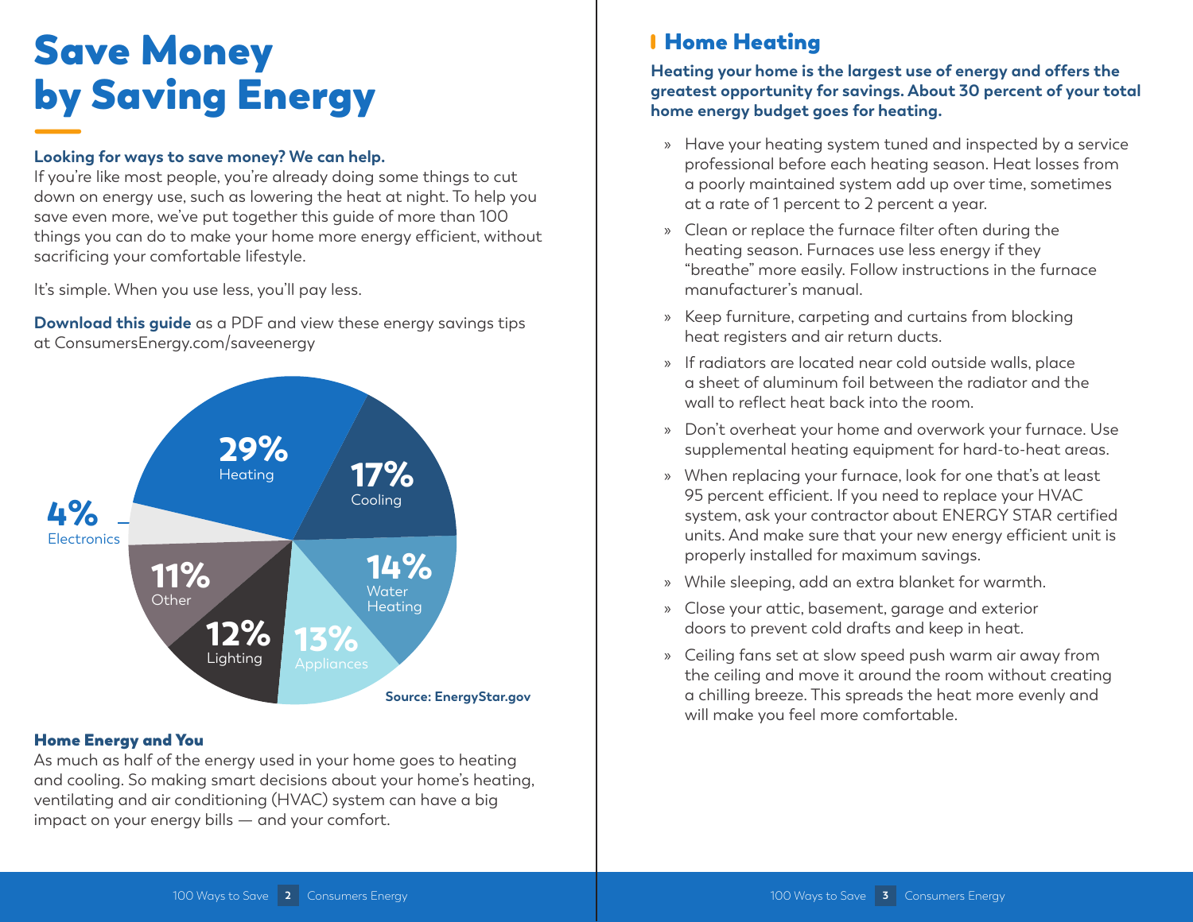# Save Money by Saving Energy

**Looking for ways to save money? We can help.**
If you're like most people, you're already doing some things to cut down on energy use, such as lowering the heat at night. To help you save even more, we've put together this guide of more than 100 things you can do to make your home more energy efficient, without sacrificing your comfortable lifestyle.

It's simple. When you use less, you'll pay less.

**Download this guide** as a PDF and view these energy savings tips at ConsumersEnergy.com/saveenergy

29% Heating
17% Cooling
14% Water Heating
13% Appliances
12% Lighting
11% Other
4% Electronics

Source: EnergyStar.gov

### Home Energy and You

As much as half of the energy used in your home goes to heating and cooling. So making smart decisions about your home's heating, ventilating and air conditioning (HVAC) system can have a big impact on your energy bills — and your comfort.

## Home Heating

**Heating your home is the largest use of energy and offers the greatest opportunity for savings. About 30 percent of your total home energy budget goes for heating.**

- Have your heating system tuned and inspected by a service professional before each heating season. Heat losses from a poorly maintained system add up over time, sometimes at a rate of 1 percent to 2 percent a year.
- Clean or replace the furnace filter often during the heating season. Furnaces use less energy if they "breathe" more easily. Follow instructions in the furnace manufacturer's manual.
- Keep furniture, carpeting and curtains from blocking heat registers and air return ducts.
- If radiators are located near cold outside walls, place a sheet of aluminum foil between the radiator and the wall to reflect heat back into the room.
- Don't overheat your home and overwork your furnace. Use supplemental heating equipment for hard-to-heat areas.
- When replacing your furnace, look for one that's at least 95 percent efficient. If you need to replace your HVAC system, ask your contractor about ENERGY STAR certified units. And make sure that your new energy efficient unit is properly installed for maximum savings.
- While sleeping, add an extra blanket for warmth.
- Close your attic, basement, garage and exterior doors to prevent cold drafts and keep in heat.
- Ceiling fans set at slow speed push warm air away from the ceiling and move it around the room without creating a chilling breeze. This spreads the heat more evenly and will make you feel more comfortable.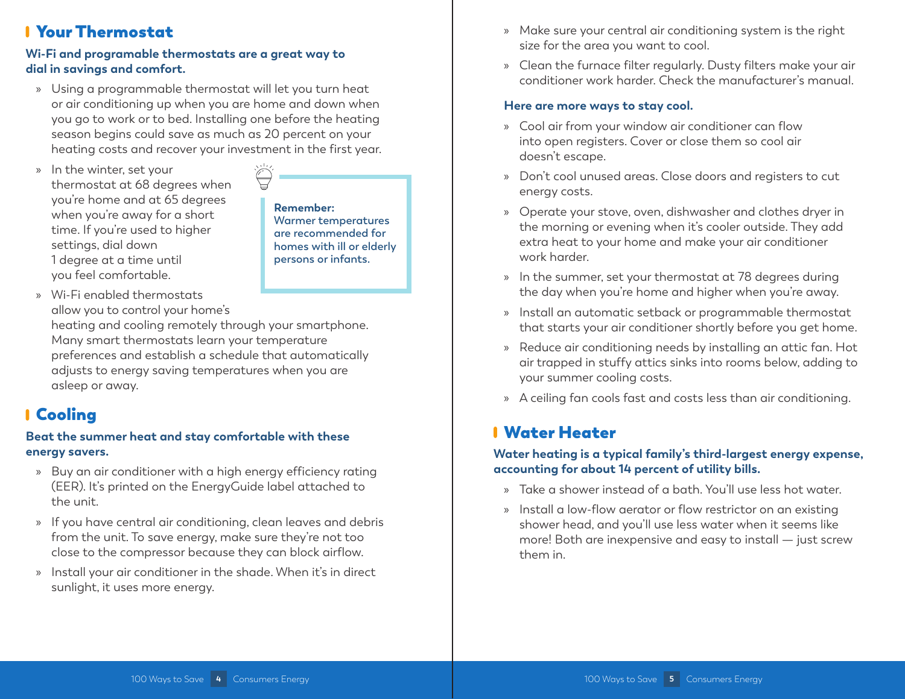## Your Thermostat

**Wi-Fi and programable thermostats are a great way to dial in savings and comfort.**

- Using a programmable thermostat will let you turn heat or air conditioning up when you are home and down when you go to work or to bed. Installing one before the heating season begins could save as much as 20 percent on your heating costs and recover your investment in the first year.
- In the winter, set your thermostat at 68 degrees when you're home and at 65 degrees when you're away for a short time. If you're used to higher settings, dial down 1 degree at a time until you feel comfortable.
- Wi-Fi enabled thermostats allow you to control your home's heating and cooling remotely through your smartphone. Many smart thermostats learn your temperature preferences and establish a schedule that automatically adjusts to energy saving temperatures when you are asleep or away.

> **Remember:**
> Warmer temperatures are recommended for homes with ill or elderly persons or infants.

## Cooling

**Beat the summer heat and stay comfortable with these energy savers.**

- Buy an air conditioner with a high energy efficiency rating (EER). It's printed on the EnergyGuide label attached to the unit.
- If you have central air conditioning, clean leaves and debris from the unit. To save energy, make sure they're not too close to the compressor because they can block airflow.
- Install your air conditioner in the shade. When it's in direct sunlight, it uses more energy.
- Make sure your central air conditioning system is the right size for the area you want to cool.
- Clean the furnace filter regularly. Dusty filters make your air conditioner work harder. Check the manufacturer's manual.

**Here are more ways to stay cool.**

- Cool air from your window air conditioner can flow into open registers. Cover or close them so cool air doesn't escape.
- Don't cool unused areas. Close doors and registers to cut energy costs.
- Operate your stove, oven, dishwasher and clothes dryer in the morning or evening when it's cooler outside. They add extra heat to your home and make your air conditioner work harder.
- In the summer, set your thermostat at 78 degrees during the day when you're home and higher when you're away.
- Install an automatic setback or programmable thermostat that starts your air conditioner shortly before you get home.
- Reduce air conditioning needs by installing an attic fan. Hot air trapped in stuffy attics sinks into rooms below, adding to your summer cooling costs.
- A ceiling fan cools fast and costs less than air conditioning.

## Water Heater

**Water heating is a typical family's third-largest energy expense, accounting for about 14 percent of utility bills.**

- Take a shower instead of a bath. You'll use less hot water.
- Install a low-flow aerator or flow restrictor on an existing shower head, and you'll use less water when it seems like more! Both are inexpensive and easy to install — just screw them in.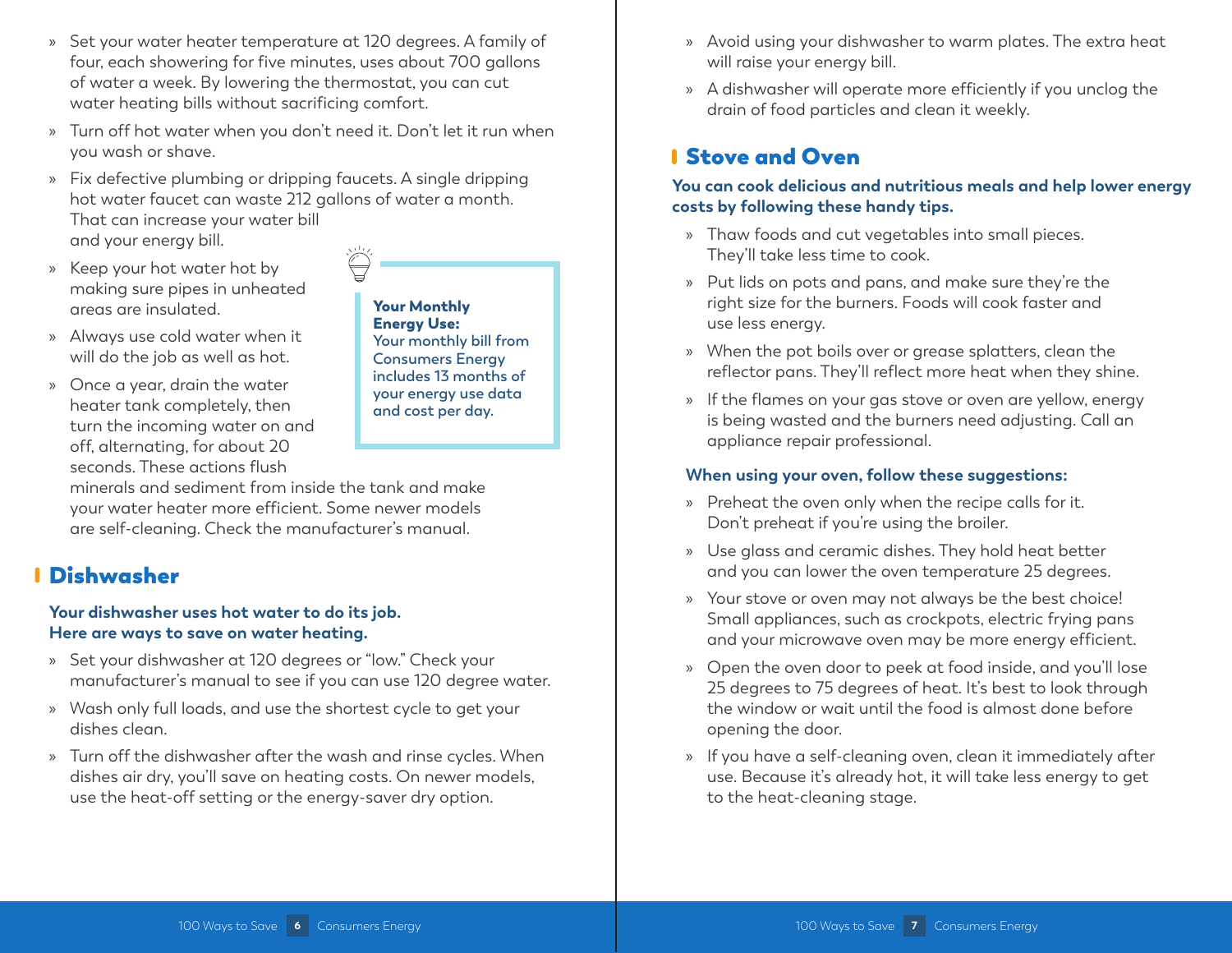- Set your water heater temperature at 120 degrees. A family of four, each showering for five minutes, uses about 700 gallons of water a week. By lowering the thermostat, you can cut water heating bills without sacrificing comfort.
- Turn off hot water when you don't need it. Don't let it run when you wash or shave.
- Fix defective plumbing or dripping faucets. A single dripping hot water faucet can waste 212 gallons of water a month. That can increase your water bill and your energy bill.
- Keep your hot water hot by making sure pipes in unheated areas are insulated.
- Always use cold water when it will do the job as well as hot.
- Once a year, drain the water heater tank completely, then turn the incoming water on and off, alternating, for about 20 seconds. These actions flush minerals and sediment from inside the tank and make your water heater more efficient. Some newer models are self-cleaning. Check the manufacturer's manual.

> **Your Monthly Energy Use:** Your monthly bill from Consumers Energy includes 13 months of your energy use data and cost per day.

## Dishwasher

**Your dishwasher uses hot water to do its job. Here are ways to save on water heating.**

- Set your dishwasher at 120 degrees or "low." Check your manufacturer's manual to see if you can use 120 degree water.
- Wash only full loads, and use the shortest cycle to get your dishes clean.
- Turn off the dishwasher after the wash and rinse cycles. When dishes air dry, you'll save on heating costs. On newer models, use the heat-off setting or the energy-saver dry option.
- Avoid using your dishwasher to warm plates. The extra heat will raise your energy bill.
- A dishwasher will operate more efficiently if you unclog the drain of food particles and clean it weekly.

## Stove and Oven

**You can cook delicious and nutritious meals and help lower energy costs by following these handy tips.**

- Thaw foods and cut vegetables into small pieces. They'll take less time to cook.
- Put lids on pots and pans, and make sure they're the right size for the burners. Foods will cook faster and use less energy.
- When the pot boils over or grease splatters, clean the reflector pans. They'll reflect more heat when they shine.
- If the flames on your gas stove or oven are yellow, energy is being wasted and the burners need adjusting. Call an appliance repair professional.

**When using your oven, follow these suggestions:**

- Preheat the oven only when the recipe calls for it. Don't preheat if you're using the broiler.
- Use glass and ceramic dishes. They hold heat better and you can lower the oven temperature 25 degrees.
- Your stove or oven may not always be the best choice! Small appliances, such as crockpots, electric frying pans and your microwave oven may be more energy efficient.
- Open the oven door to peek at food inside, and you'll lose 25 degrees to 75 degrees of heat. It's best to look through the window or wait until the food is almost done before opening the door.
- If you have a self-cleaning oven, clean it immediately after use. Because it's already hot, it will take less energy to get to the heat-cleaning stage.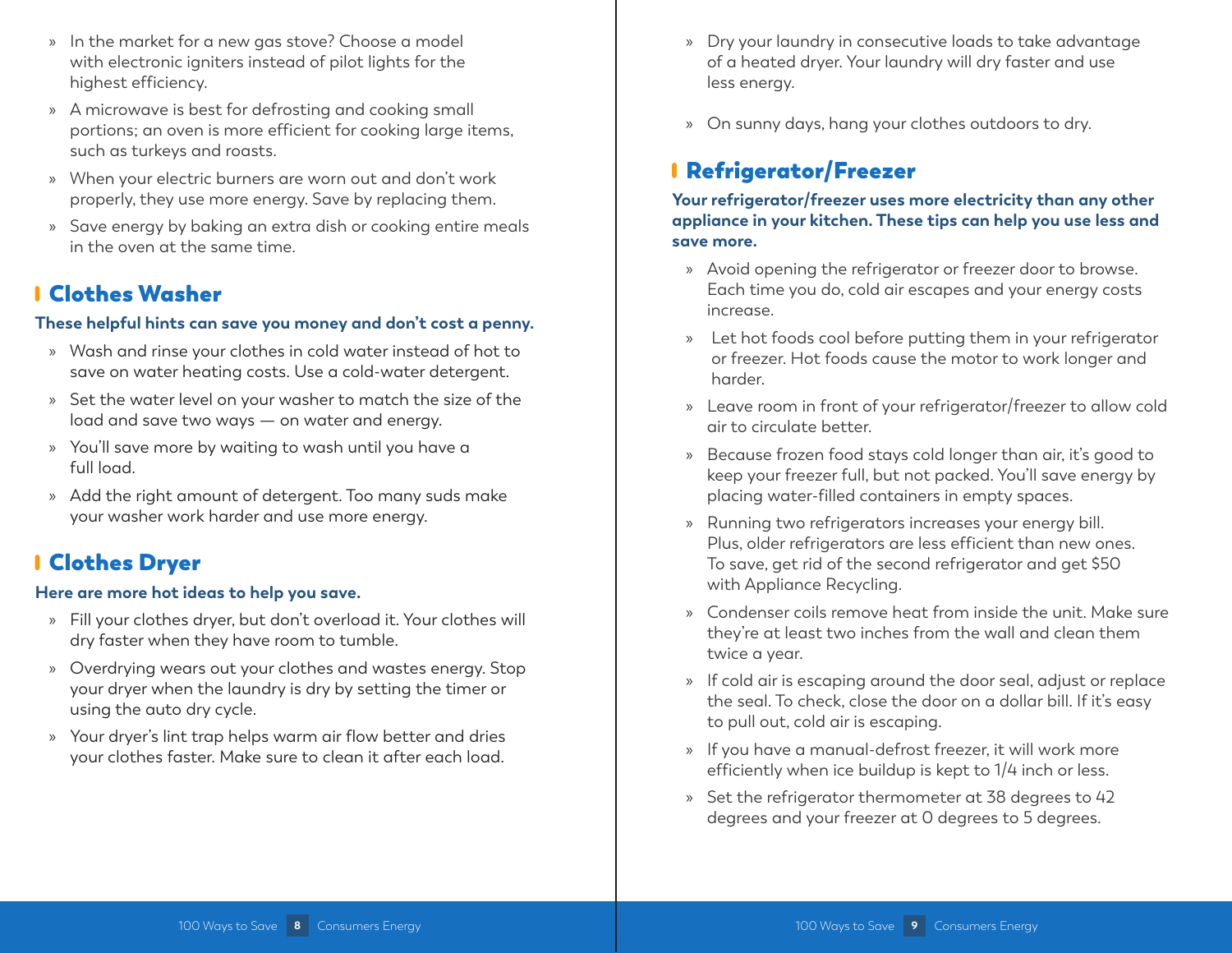- In the market for a new gas stove? Choose a model with electronic igniters instead of pilot lights for the highest efficiency.
- A microwave is best for defrosting and cooking small portions; an oven is more efficient for cooking large items, such as turkeys and roasts.
- When your electric burners are worn out and don't work properly, they use more energy. Save by replacing them.
- Save energy by baking an extra dish or cooking entire meals in the oven at the same time.

## Clothes Washer

**These helpful hints can save you money and don't cost a penny.**

- Wash and rinse your clothes in cold water instead of hot to save on water heating costs. Use a cold-water detergent.
- Set the water level on your washer to match the size of the load and save two ways — on water and energy.
- You'll save more by waiting to wash until you have a full load.
- Add the right amount of detergent. Too many suds make your washer work harder and use more energy.

## Clothes Dryer

**Here are more hot ideas to help you save.**

- Fill your clothes dryer, but don't overload it. Your clothes will dry faster when they have room to tumble.
- Overdrying wears out your clothes and wastes energy. Stop your dryer when the laundry is dry by setting the timer or using the auto dry cycle.
- Your dryer's lint trap helps warm air flow better and dries your clothes faster. Make sure to clean it after each load.
- Dry your laundry in consecutive loads to take advantage of a heated dryer. Your laundry will dry faster and use less energy.
- On sunny days, hang your clothes outdoors to dry.

## Refrigerator/Freezer

**Your refrigerator/freezer uses more electricity than any other appliance in your kitchen. These tips can help you use less and save more.**

- Avoid opening the refrigerator or freezer door to browse. Each time you do, cold air escapes and your energy costs increase.
- Let hot foods cool before putting them in your refrigerator or freezer. Hot foods cause the motor to work longer and harder.
- Leave room in front of your refrigerator/freezer to allow cold air to circulate better.
- Because frozen food stays cold longer than air, it's good to keep your freezer full, but not packed. You'll save energy by placing water-filled containers in empty spaces.
- Running two refrigerators increases your energy bill. Plus, older refrigerators are less efficient than new ones. To save, get rid of the second refrigerator and get $50 with Appliance Recycling.
- Condenser coils remove heat from inside the unit. Make sure they're at least two inches from the wall and clean them twice a year.
- If cold air is escaping around the door seal, adjust or replace the seal. To check, close the door on a dollar bill. If it's easy to pull out, cold air is escaping.
- If you have a manual-defrost freezer, it will work more efficiently when ice buildup is kept to 1/4 inch or less.
- Set the refrigerator thermometer at 38 degrees to 42 degrees and your freezer at 0 degrees to 5 degrees.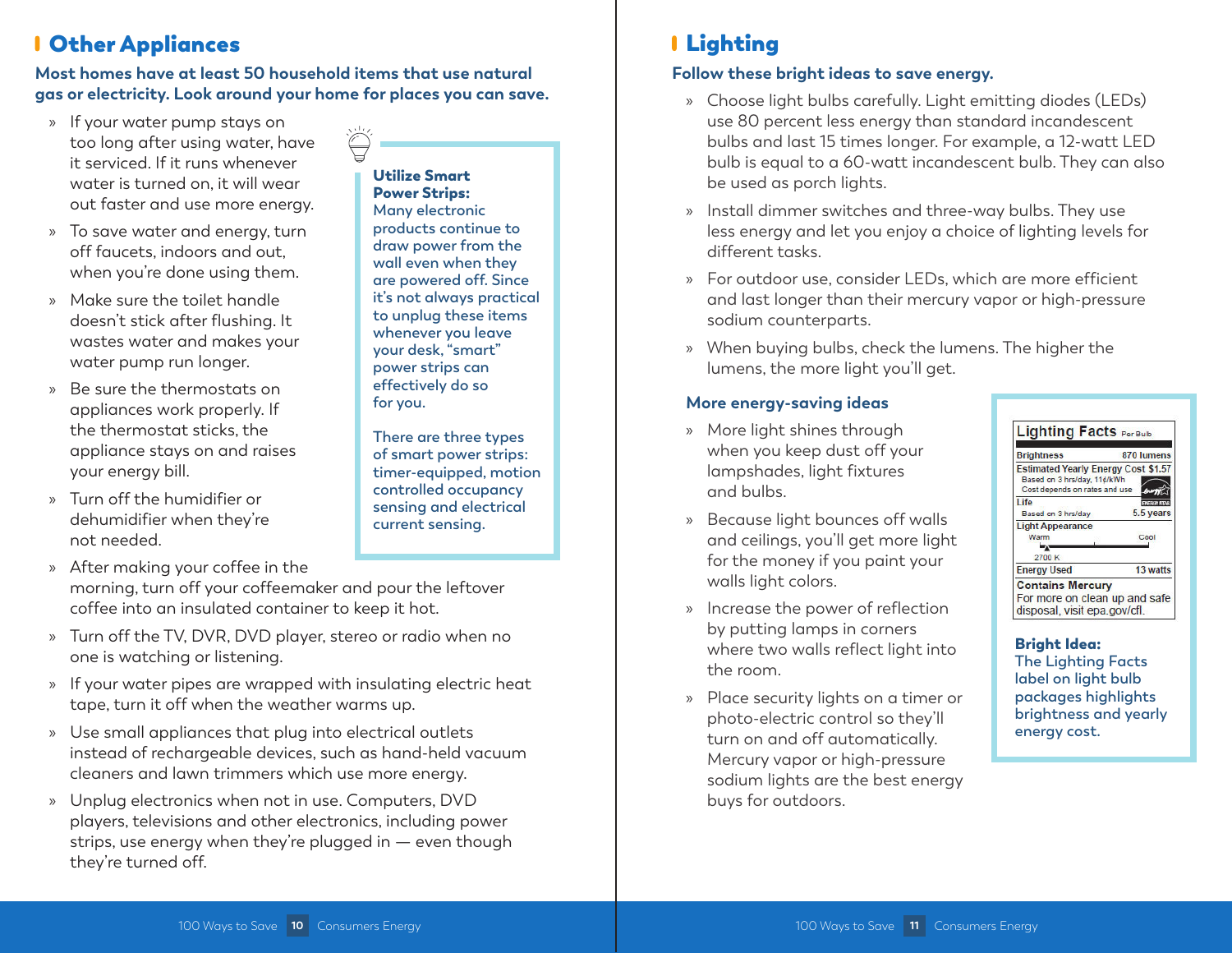## Other Appliances

**Most homes have at least 50 household items that use natural gas or electricity. Look around your home for places you can save.**

- If your water pump stays on too long after using water, have it serviced. If it runs whenever water is turned on, it will wear out faster and use more energy.
- To save water and energy, turn off faucets, indoors and out, when you're done using them.
- Make sure the toilet handle doesn't stick after flushing. It wastes water and makes your water pump run longer.
- Be sure the thermostats on appliances work properly. If the thermostat sticks, the appliance stays on and raises your energy bill.
- Turn off the humidifier or dehumidifier when they're not needed.
- After making your coffee in the morning, turn off your coffeemaker and pour the leftover coffee into an insulated container to keep it hot.
- Turn off the TV, DVR, DVD player, stereo or radio when no one is watching or listening.
- If your water pipes are wrapped with insulating electric heat tape, turn it off when the weather warms up.
- Use small appliances that plug into electrical outlets instead of rechargeable devices, such as hand-held vacuum cleaners and lawn trimmers which use more energy.
- Unplug electronics when not in use. Computers, DVD players, televisions and other electronics, including power strips, use energy when they're plugged in — even though they're turned off.

**Utilize Smart Power Strips:** Many electronic products continue to draw power from the wall even when they are powered off. Since it's not always practical to unplug these items whenever you leave your desk, "smart" power strips can effectively do so for you.

There are three types of smart power strips: timer-equipped, motion controlled occupancy sensing and electrical current sensing.

## Lighting

**Follow these bright ideas to save energy.**

- Choose light bulbs carefully. Light emitting diodes (LEDs) use 80 percent less energy than standard incandescent bulbs and last 15 times longer. For example, a 12-watt LED bulb is equal to a 60-watt incandescent bulb. They can also be used as porch lights.
- Install dimmer switches and three-way bulbs. They use less energy and let you enjoy a choice of lighting levels for different tasks.
- For outdoor use, consider LEDs, which are more efficient and last longer than their mercury vapor or high-pressure sodium counterparts.
- When buying bulbs, check the lumens. The higher the lumens, the more light you'll get.

### More energy-saving ideas

- More light shines through when you keep dust off your lampshades, light fixtures and bulbs.
- Because light bounces off walls and ceilings, you'll get more light for the money if you paint your walls light colors.
- Increase the power of reflection by putting lamps in corners where two walls reflect light into the room.
- Place security lights on a timer or photo-electric control so they'll turn on and off automatically. Mercury vapor or high-pressure sodium lights are the best energy buys for outdoors.

**Lighting Facts** Per Bulb

| | |
|---|---|
| Brightness | 870 lumens |
| Estimated Yearly Energy Cost (Based on 3 hrs/day, 11¢/kWh; Cost depends on rates and use) | $1.57 |
| Life (Based on 3 hrs/day) | 5.5 years |
| Light Appearance (Warm – Cool) | 2700 K |
| Energy Used | 13 watts |

**Contains Mercury**
For more on clean up and safe disposal, visit epa.gov/cfl.

**Bright Idea:** The Lighting Facts label on light bulb packages highlights brightness and yearly energy cost.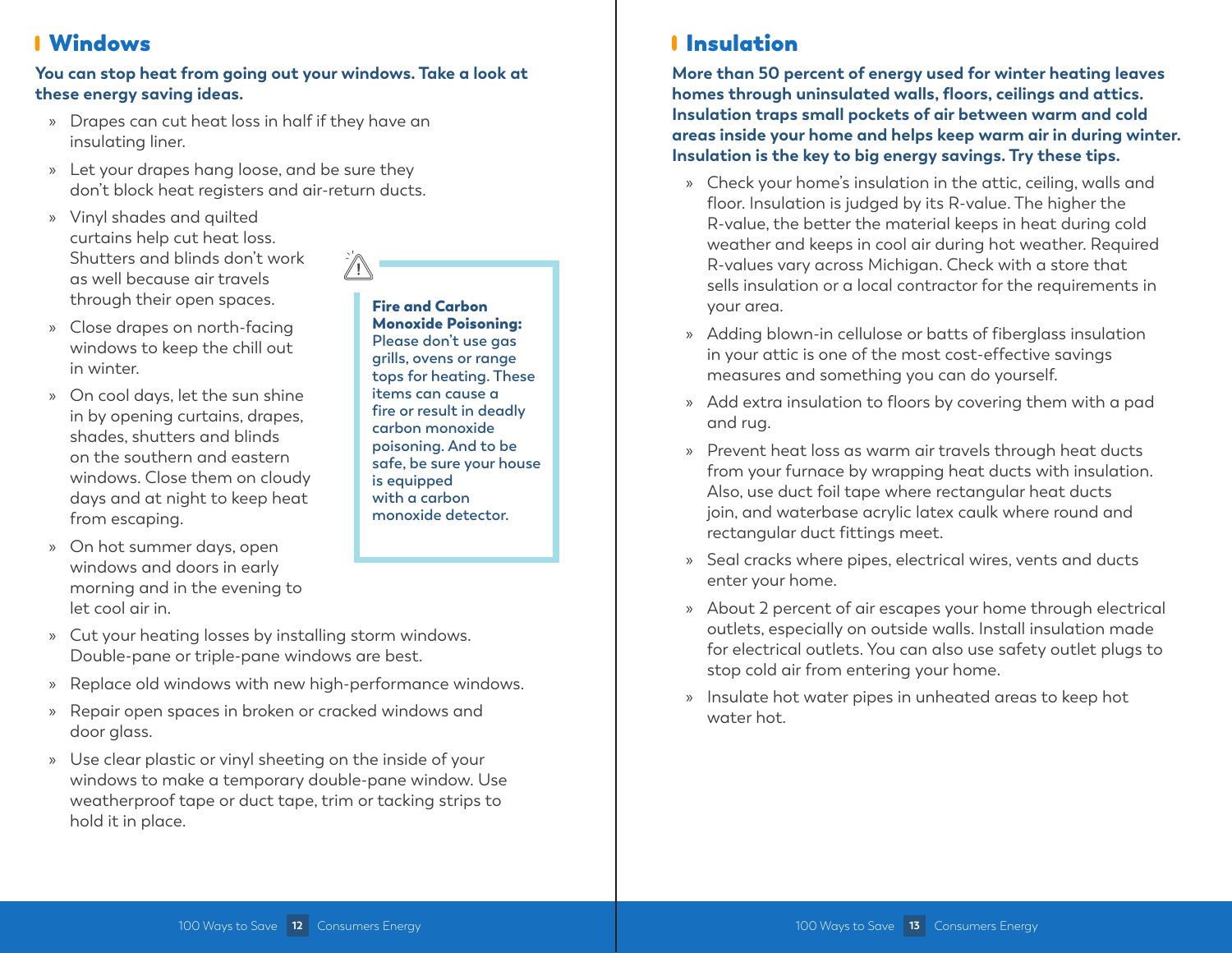## Windows

**You can stop heat from going out your windows. Take a look at these energy saving ideas.**

- Drapes can cut heat loss in half if they have an insulating liner.
- Let your drapes hang loose, and be sure they don't block heat registers and air-return ducts.
- Vinyl shades and quilted curtains help cut heat loss. Shutters and blinds don't work as well because air travels through their open spaces.
- Close drapes on north-facing windows to keep the chill out in winter.
- On cool days, let the sun shine in by opening curtains, drapes, shades, shutters and blinds on the southern and eastern windows. Close them on cloudy days and at night to keep heat from escaping.
- On hot summer days, open windows and doors in early morning and in the evening to let cool air in.
- Cut your heating losses by installing storm windows. Double-pane or triple-pane windows are best.
- Replace old windows with new high-performance windows.
- Repair open spaces in broken or cracked windows and door glass.
- Use clear plastic or vinyl sheeting on the inside of your windows to make a temporary double-pane window. Use weatherproof tape or duct tape, trim or tacking strips to hold it in place.

> **Fire and Carbon Monoxide Poisoning:** Please don't use gas grills, ovens or range tops for heating. These items can cause a fire or result in deadly carbon monoxide poisoning. And to be safe, be sure your house is equipped with a carbon monoxide detector.

## Insulation

**More than 50 percent of energy used for winter heating leaves homes through uninsulated walls, floors, ceilings and attics. Insulation traps small pockets of air between warm and cold areas inside your home and helps keep warm air in during winter. Insulation is the key to big energy savings. Try these tips.**

- Check your home's insulation in the attic, ceiling, walls and floor. Insulation is judged by its R-value. The higher the R-value, the better the material keeps in heat during cold weather and keeps in cool air during hot weather. Required R-values vary across Michigan. Check with a store that sells insulation or a local contractor for the requirements in your area.
- Adding blown-in cellulose or batts of fiberglass insulation in your attic is one of the most cost-effective savings measures and something you can do yourself.
- Add extra insulation to floors by covering them with a pad and rug.
- Prevent heat loss as warm air travels through heat ducts from your furnace by wrapping heat ducts with insulation. Also, use duct foil tape where rectangular heat ducts join, and waterbase acrylic latex caulk where round and rectangular duct fittings meet.
- Seal cracks where pipes, electrical wires, vents and ducts enter your home.
- About 2 percent of air escapes your home through electrical outlets, especially on outside walls. Install insulation made for electrical outlets. You can also use safety outlet plugs to stop cold air from entering your home.
- Insulate hot water pipes in unheated areas to keep hot water hot.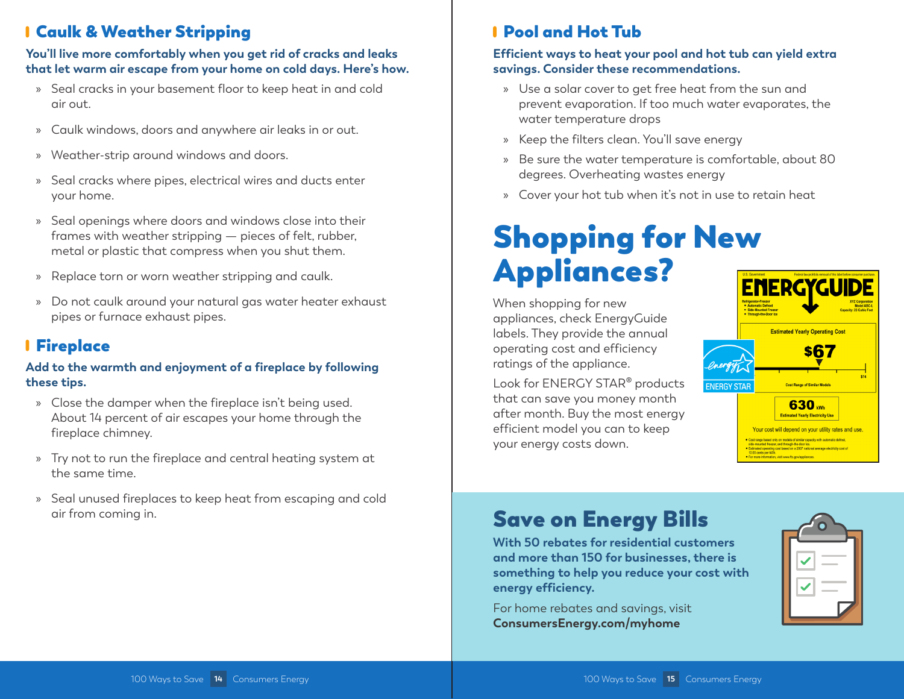## Caulk & Weather Stripping

**You'll live more comfortably when you get rid of cracks and leaks that let warm air escape from your home on cold days. Here's how.**

» Seal cracks in your basement floor to keep heat in and cold air out.

» Caulk windows, doors and anywhere air leaks in or out.

» Weather-strip around windows and doors.

» Seal cracks where pipes, electrical wires and ducts enter your home.

» Seal openings where doors and windows close into their frames with weather stripping — pieces of felt, rubber, metal or plastic that compress when you shut them.

» Replace torn or worn weather stripping and caulk.

» Do not caulk around your natural gas water heater exhaust pipes or furnace exhaust pipes.

## Fireplace

**Add to the warmth and enjoyment of a fireplace by following these tips.**

» Close the damper when the fireplace isn't being used. About 14 percent of air escapes your home through the fireplace chimney.

» Try not to run the fireplace and central heating system at the same time.

» Seal unused fireplaces to keep heat from escaping and cold air from coming in.

## Pool and Hot Tub

**Efficient ways to heat your pool and hot tub can yield extra savings. Consider these recommendations.**

» Use a solar cover to get free heat from the sun and prevent evaporation. If too much water evaporates, the water temperature drops

» Keep the filters clean. You'll save energy

» Be sure the water temperature is comfortable, about 80 degrees. Overheating wastes energy

» Cover your hot tub when it's not in use to retain heat

# Shopping for New Appliances?

When shopping for new appliances, check EnergyGuide labels. They provide the annual operating cost and efficiency ratings of the appliance.

Look for ENERGY STAR® products that can save you money month after month. Buy the most energy efficient model you can to keep your energy costs down.

## Save on Energy Bills

**With 50 rebates for residential customers and more than 150 for businesses, there is something to help you reduce your cost with energy efficiency.**

For home rebates and savings, visit **ConsumersEnergy.com/myhome**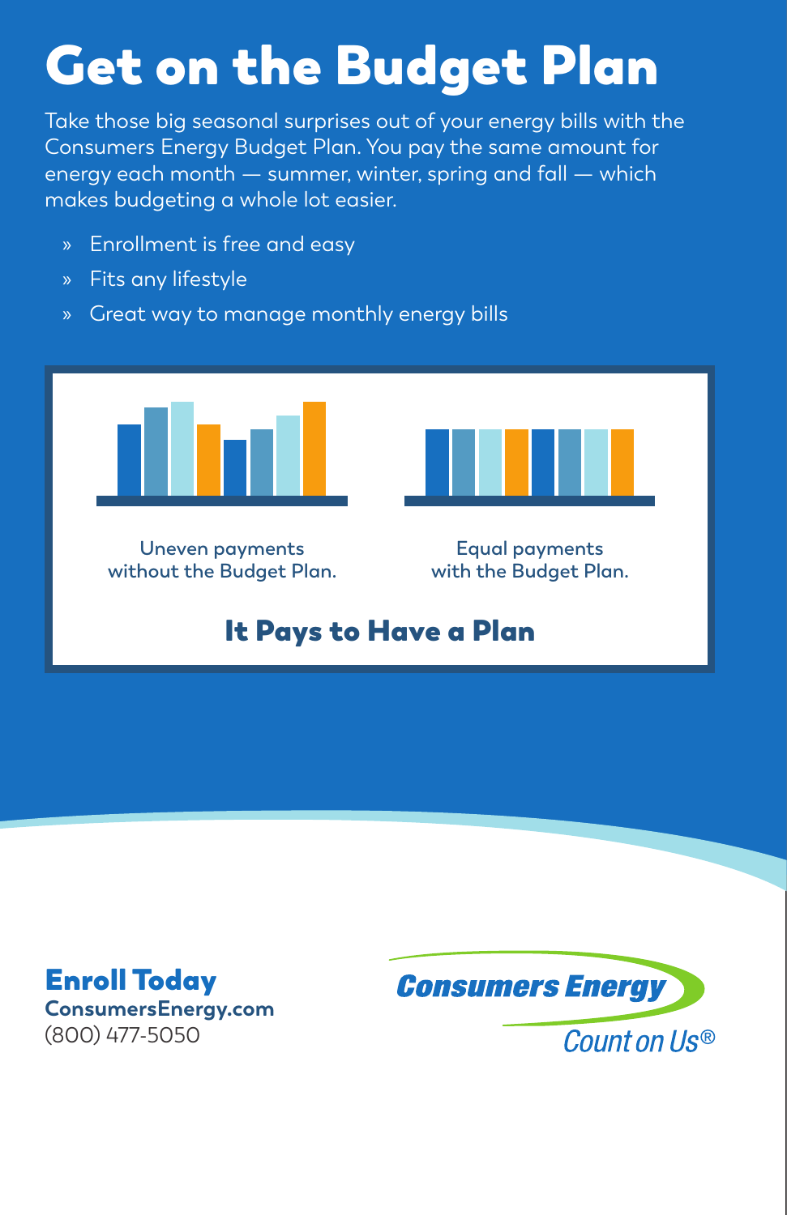# Get on the Budget Plan

Take those big seasonal surprises out of your energy bills with the Consumers Energy Budget Plan. You pay the same amount for energy each month — summer, winter, spring and fall — which makes budgeting a whole lot easier.

- Enrollment is free and easy
- Fits any lifestyle
- Great way to manage monthly energy bills

Uneven payments without the Budget Plan.

Equal payments with the Budget Plan.

## It Pays to Have a Plan

## Enroll Today

**ConsumersEnergy.com**
(800) 477-5050

Consumers Energy
Count on Us®